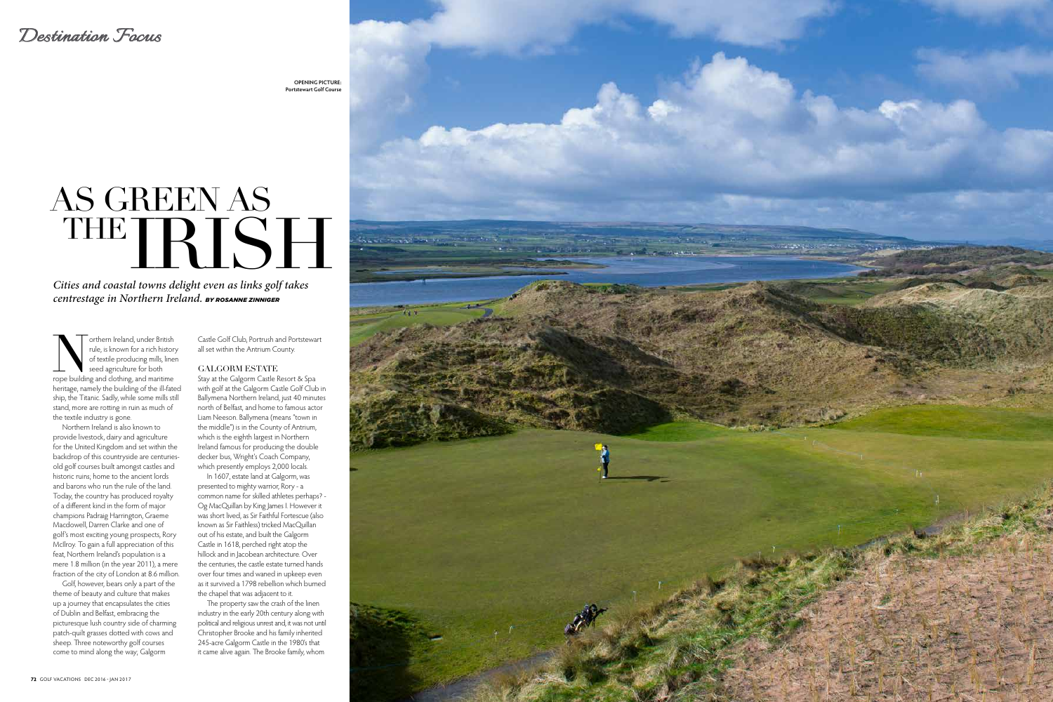Destination Focus

OPENING PICTURE: Portstewart Golf Course

# AS GREEN AS THE IRISH

*Cities and coastal towns delight even as links golf takes centrestage in Northern Ireland.* ***BY ROSANNE ZINNIGER***

Northern Ireland, under British rule, is known for a rich history of textile producing mills, linen seed agriculture for both rope building and clothing, and maritime heritage, namely the building of the ill-fated ship, the Titanic. Sadly, while some mills still stand, more are rotting in ruin as much of the textile industry is gone.

Northern Ireland is also known to provide livestock, dairy and agriculture for the United Kingdom and set within the backdrop of this countryside are centuries-old golf courses built amongst castles and historic ruins; home to the ancient lords and barons who run the rule of the land. Today, the country has produced royalty of a different kind in the form of major champions Padraig Harrington, Graeme Macdowell, Darren Clarke and one of golf's most exciting young prospects, Rory McIlroy. To gain a full appreciation of this feat, Northern Ireland's population is a mere 1.8 million (in the year 2011), a mere fraction of the city of London at 8.6 million.

Golf, however, bears only a part of the theme of beauty and culture that makes up a journey that encapsulates the cities of Dublin and Belfast, embracing the picturesque lush country side of charming patch-quilt grasses dotted with cows and sheep. Three noteworthy golf courses come to mind along the way; Galgorm Castle Golf Club, Portrush and Portstewart all set within the Antrium County.

## GALGORM ESTATE

Stay at the Galgorm Castle Resort & Spa with golf at the Galgorm Castle Golf Club in Ballymena Northern Ireland, just 40 minutes north of Belfast, and home to famous actor Liam Neeson. Ballymena (means "town in the middle") is in the County of Antrium, which is the eighth largest in Northern Ireland famous for producing the double decker bus, Wright's Coach Company, which presently employs 2,000 locals.

In 1607, estate land at Galgorm, was presented to mighty warrior, Rory - a common name for skilled athletes perhaps? - Og MacQuillan by King James I. However it was short lived, as Sir Faithful Fortescue (also known as Sir Faithless) tricked MacQuillan out of his estate, and built the Galgorm Castle in 1618, perched right atop the hillock and in Jacobean architecture. Over the centuries, the castle estate turned hands over four times and waned in upkeep even as it survived a 1798 rebellion which burned the chapel that was adjacent to it.

The property saw the crash of the linen industry in the early 20th century along with political and religious unrest and, it was not until Christopher Brooke and his family inherited 245-acre Galgorm Castle in the 1980's that it came alive again. The Brooke family, whom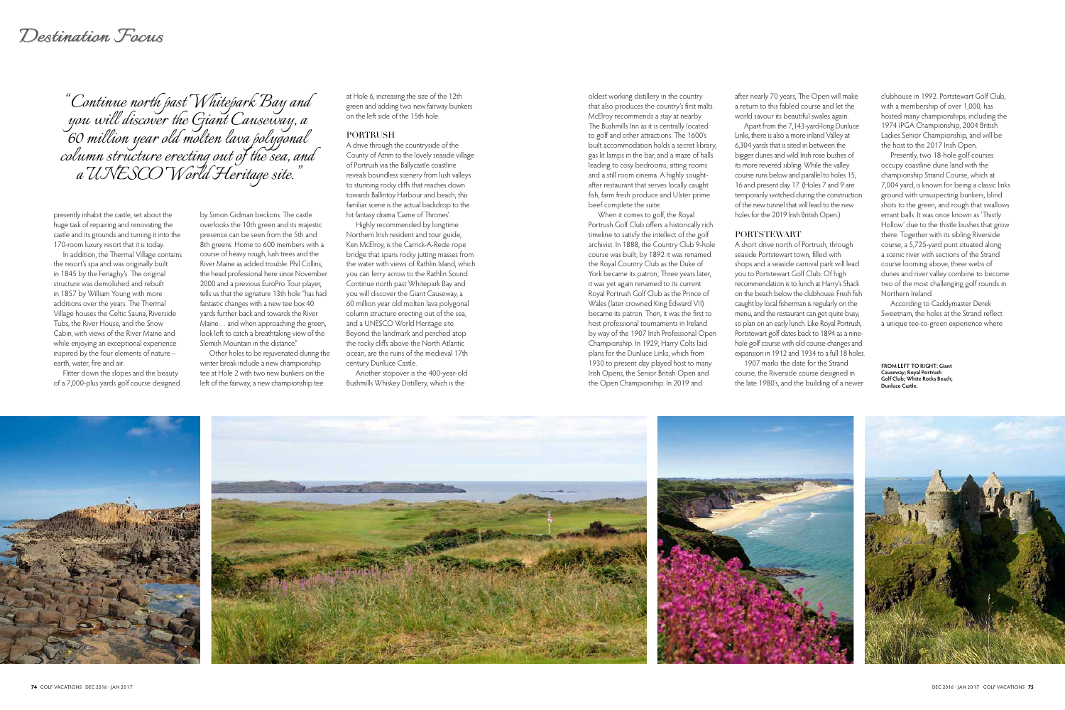*"Continue north past Whitepark Bay and you will discover the Giant Causeway, a 60 million year old molten lava polygonal column structure erecting out of the sea, and a UNESCO World Heritage site."*

presently inhabit the castle, set about the huge task of repairing and renovating the castle and its grounds and turning it into the 170-room luxury resort that it is today.

In addition, the Thermal Village contains the resort's spa and was originally built in 1845 by the Fenaghy's. The original structure was demolished and rebuilt in 1857 by William Young with more additions over the years. The Thermal Village houses the Celtic Sauna, Riverside Tubs, the River House, and the Snow Cabin, with views of the River Maine and while enjoying an exceptional experience inspired by the four elements of nature – earth, water, fire and air.

Flitter down the slopes and the beauty of a 7,000-plus yards golf course designed by Simon Gidman beckons. The castle overlooks the 10th green and its majestic presence can be seen from the 5th and 8th greens. Home to 600 members with a course of heavy rough, lush trees and the River Maine as added trouble. Phil Collins, the head professional here since November 2000 and a previous EuroPro Tour player, tells us that the signature 13th hole "has had fantastic changes with a new tee box 40 yards further back and towards the River Maine… and when approaching the green, look left to catch a breathtaking view of the Slemish Mountain in the distance."

Other holes to be rejuvenated during the winter break include a new championship tee at Hole 2 with two new bunkers on the left of the fairway, a new championship tee at Hole 6, increasing the size of the 12th green and adding two new fairway bunkers on the left side of the 15th hole.

## PORTRUSH

A drive through the countryside of the County of Atrim to the lovely seaside village of Portrush via the Ballycastle coastline reveals boundless scenery from lush valleys to stunning rocky cliffs that reaches down towards Ballintoy Harbour and beach; this familiar scene is the actual backdrop to the hit fantasy drama 'Game of Thrones'.

Highly recommended by longtime Northern Irish resident and tour guide, Ken McElroy, is the Carrick-A-Rede rope bridge that spans rocky jutting masses from the water with views of Rathlin Island, which you can ferry across to the Rathlin Sound. Continue north past Whitepark Bay and you will discover the Giant Causeway, a 60 million year old molten lava polygonal column structure erecting out of the sea, and a UNESCO World Heritage site. Beyond the landmark and perched atop the rocky cliffs above the North Atlantic ocean, are the ruins of the medieval 17th century Dunluce Castle.

Another stopover is the 400-year-old Bushmills Whiskey Distillery, which is the oldest working distillery in the country that also produces the country's first malts. McElroy recommends a stay at nearby The Bushmills Inn as it is centrally located to golf and other attractions. The 1600's built accommodation holds a secret library, gas lit lamps in the bar, and a maze of halls leading to cosy bedrooms, sitting rooms and a still room cinema. A highly sought-after restaurant that serves locally caught fish, farm fresh produce and Ulster prime beef complete the suite.

When it comes to golf, the Royal Portrush Golf Club offers a historically rich timeline to satisfy the intellect of the golf archivist. In 1888, the Country Club 9-hole course was built; by 1892 it was renamed the Royal Country Club as the Duke of York became its patron; Three years later, it was yet again renamed to its current Royal Portrush Golf Club as the Prince of Wales (later crowned King Edward VII) became its patron. Then, it was the first to host professional tournaments in Ireland by way of the 1907 Irish Professional Open Championship. In 1929, Harry Colts laid plans for the Dunluce Links, which from 1930 to present day played host to many Irish Opens, the Senior British Open and the Open Championship. In 2019 and after nearly 70 years, The Open will make a return to this fabled course and let the world savour its beautiful swales again.

Apart from the 7,143-yard-long Dunluce Links, there is also a more inland Valley at 6,304 yards that is sited in between the bigger dunes and wild Irish rose bushes of its more revered sibling. While the valley course runs below and parallel to holes 15, 16 and present day 17. (Holes 7 and 9 are temporarily switched during the construction of the new tunnel that will lead to the new holes for the 2019 Irish British Open.)

## PORTSTEWART

A short drive north of Portrush, through seaside Portstewart town, filled with shops and a seaside carnival park will lead you to Portstewart Golf Club. Of high recommendation is to lunch at Harry's Shack on the beach below the clubhouse. Fresh fish caught by local fisherman is regularly on the menu, and the restaurant can get quite busy, so plan on an early lunch. Like Royal Portrush, Portstewart golf dates back to 1894 as a nine-hole golf course with old course changes and expansion in 1912 and 1934 to a full 18 holes.

1907 marks the date for the Strand course, the Riverside course designed in the late 1980's, and the building of a newer clubhouse in 1992. Portstewart Golf Club, with a membership of over 1,000, has hosted many championships, including the 1974 IPGA Championship, 2004 British Ladies Senior Championship, and will be the host to the 2017 Irish Open.

Presently, two 18-hole golf courses occupy coastline dune land with the championship Strand Course, which at 7,004 yard, is known for being a classic links ground with unsuspecting bunkers, blind shots to the green, and rough that swallows errant balls. It was once known as 'Thistly Hollow' due to the thistle bushes that grow there. Together with its sibling Riverside course, a 5,725-yard punt situated along a scenic river with sections of the Strand course looming above, these webs of dunes and river valley combine to become two of the most challenging golf rounds in Northern Ireland.

According to Caddymaster Derek Sweetnam, the holes at the Strand reflect a unique tee-to-green experience where

**FROM LEFT TO RIGHT: Giant Causeway; Royal Portrush Golf Club; White Rocks Beach; Dunluce Castle.**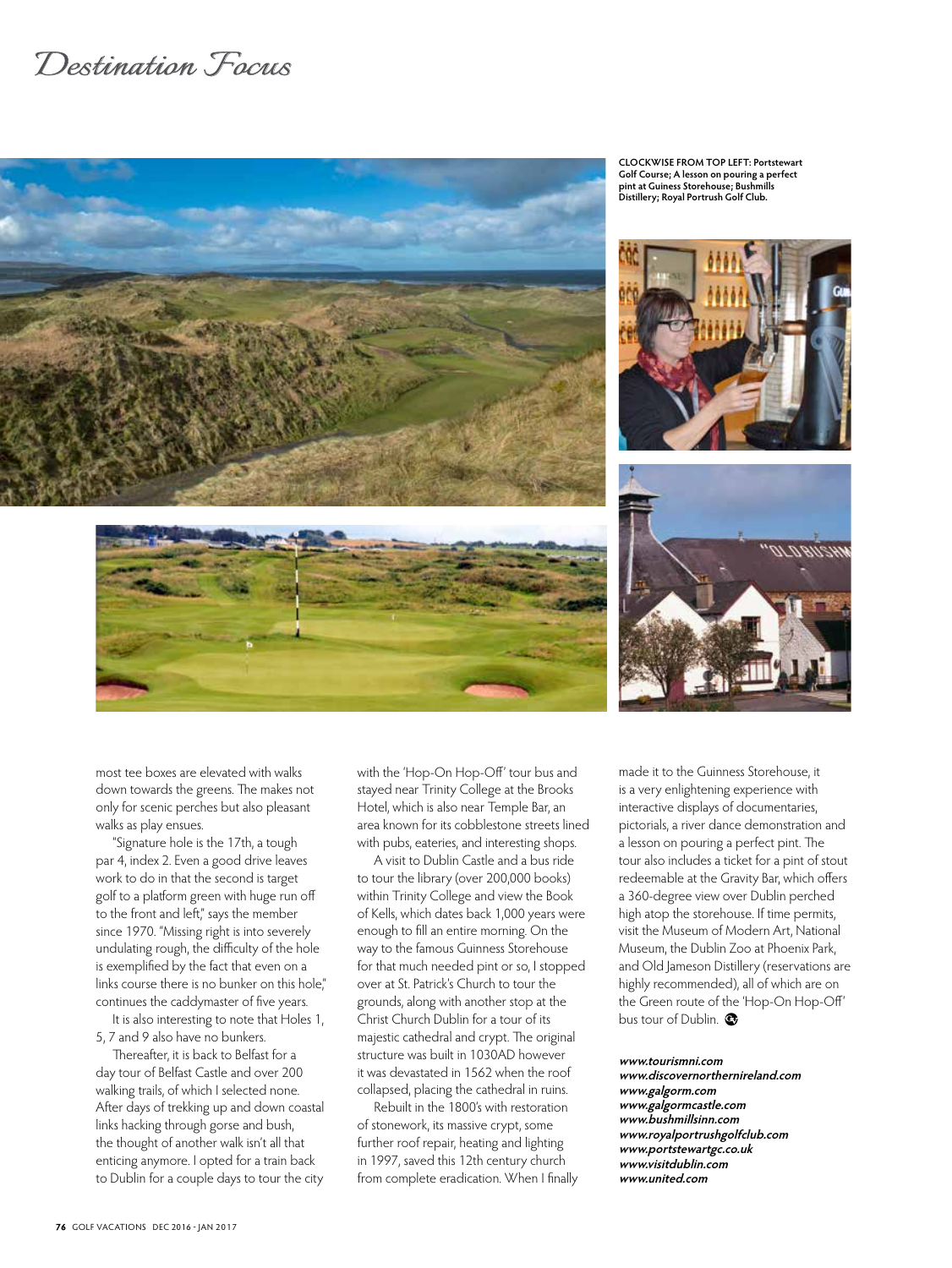CLOCKWISE FROM TOP LEFT: Portstewart Golf Course; A lesson on pouring a perfect pint at Guiness Storehouse; Bushmills Distillery; Royal Portrush Golf Club.

most tee boxes are elevated with walks down towards the greens. The makes not only for scenic perches but also pleasant walks as play ensues.

"Signature hole is the 17th, a tough par 4, index 2. Even a good drive leaves work to do in that the second is target golf to a platform green with huge run off to the front and left," says the member since 1970. "Missing right is into severely undulating rough, the difficulty of the hole is exemplified by the fact that even on a links course there is no bunker on this hole," continues the caddymaster of five years.

It is also interesting to note that Holes 1, 5, 7 and 9 also have no bunkers.

Thereafter, it is back to Belfast for a day tour of Belfast Castle and over 200 walking trails, of which I selected none. After days of trekking up and down coastal links hacking through gorse and bush, the thought of another walk isn't all that enticing anymore. I opted for a train back to Dublin for a couple days to tour the city with the 'Hop-On Hop-Off' tour bus and stayed near Trinity College at the Brooks Hotel, which is also near Temple Bar, an area known for its cobblestone streets lined with pubs, eateries, and interesting shops.

A visit to Dublin Castle and a bus ride to tour the library (over 200,000 books) within Trinity College and view the Book of Kells, which dates back 1,000 years were enough to fill an entire morning. On the way to the famous Guinness Storehouse for that much needed pint or so, I stopped over at St. Patrick's Church to tour the grounds, along with another stop at the Christ Church Dublin for a tour of its majestic cathedral and crypt. The original structure was built in 1030AD however it was devastated in 1562 when the roof collapsed, placing the cathedral in ruins.

Rebuilt in the 1800's with restoration of stonework, its massive crypt, some further roof repair, heating and lighting in 1997, saved this 12th century church from complete eradication. When I finally made it to the Guinness Storehouse, it is a very enlightening experience with interactive displays of documentaries, pictorials, a river dance demonstration and a lesson on pouring a perfect pint. The tour also includes a ticket for a pint of stout redeemable at the Gravity Bar, which offers a 360-degree view over Dublin perched high atop the storehouse. If time permits, visit the Museum of Modern Art, National Museum, the Dublin Zoo at Phoenix Park, and Old Jameson Distillery (reservations are highly recommended), all of which are on the Green route of the 'Hop-On Hop-Off' bus tour of Dublin.

***www.tourismni.com***
***www.discovernorthernireland.com***
***www.galgorm.com***
***www.galgormcastle.com***
***www.bushmillsinn.com***
***www.royalportrushgolfclub.com***
***www.portstewartgc.co.uk***
***www.visitdublin.com***
***www.united.com***